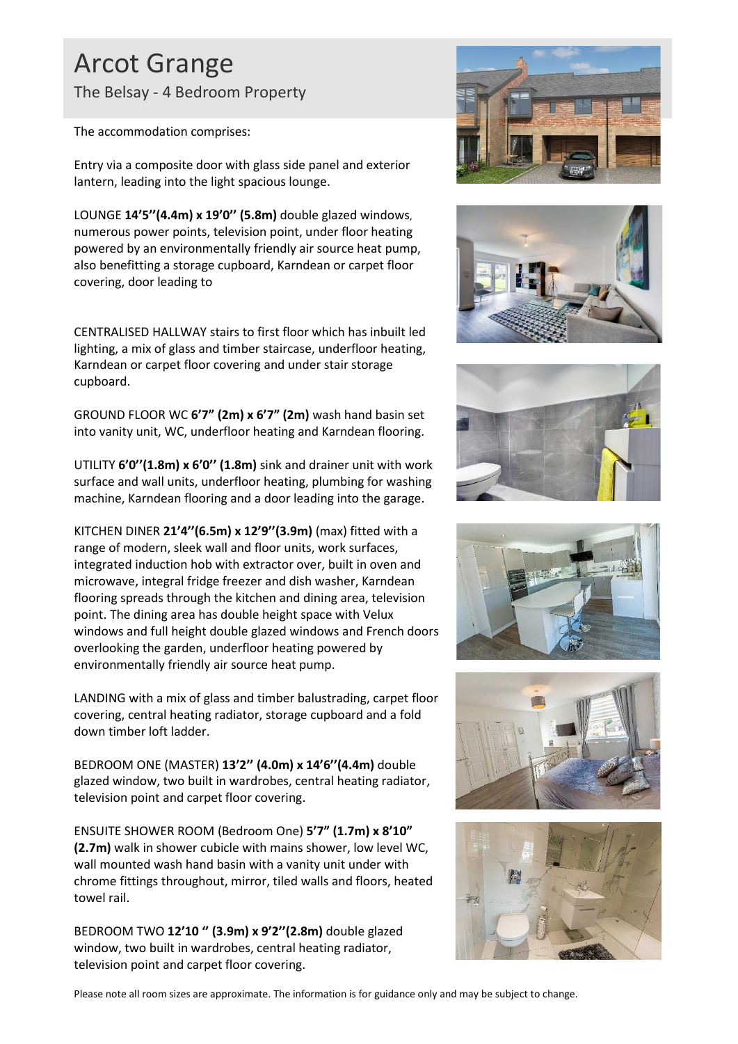# Arcot Grange

## The Belsay - 4 Bedroom Property

The accommodation comprises:

Entry via a composite door with glass side panel and exterior lantern, leading into the light spacious lounge.

LOUNGE **14'5''(4.4m) x 19'0'' (5.8m)** double glazed windows, numerous power points, television point, under floor heating powered by an environmentally friendly air source heat pump, also benefitting a storage cupboard, Karndean or carpet floor covering, door leading to

CENTRALISED HALLWAY stairs to first floor which has inbuilt led lighting, a mix of glass and timber staircase, underfloor heating, Karndean or carpet floor covering and under stair storage cupboard.

GROUND FLOOR WC **6'7" (2m) x 6'7" (2m)** wash hand basin set into vanity unit, WC, underfloor heating and Karndean flooring.

UTILITY **6'0''(1.8m) x 6'0'' (1.8m)** sink and drainer unit with work surface and wall units, underfloor heating, plumbing for washing machine, Karndean flooring and a door leading into the garage.

KITCHEN DINER **21'4''(6.5m) x 12'9''(3.9m)** (max) fitted with a range of modern, sleek wall and floor units, work surfaces, integrated induction hob with extractor over, built in oven and microwave, integral fridge freezer and dish washer, Karndean flooring spreads through the kitchen and dining area, television point. The dining area has double height space with Velux windows and full height double glazed windows and French doors overlooking the garden, underfloor heating powered by environmentally friendly air source heat pump.

LANDING with a mix of glass and timber balustrading, carpet floor covering, central heating radiator, storage cupboard and a fold down timber loft ladder.

BEDROOM ONE (MASTER) **13'2'' (4.0m) x 14'6''(4.4m)** double glazed window, two built in wardrobes, central heating radiator, television point and carpet floor covering.

ENSUITE SHOWER ROOM (Bedroom One) **5'7" (1.7m) x 8'10" (2.7m)** walk in shower cubicle with mains shower, low level WC, wall mounted wash hand basin with a vanity unit under with chrome fittings throughout, mirror, tiled walls and floors, heated towel rail.

BEDROOM TWO **12'10 '' (3.9m) x 9'2''(2.8m)** double glazed window, two built in wardrobes, central heating radiator, television point and carpet floor covering.

Please note all room sizes are approximate. The information is for guidance only and may be subject to change.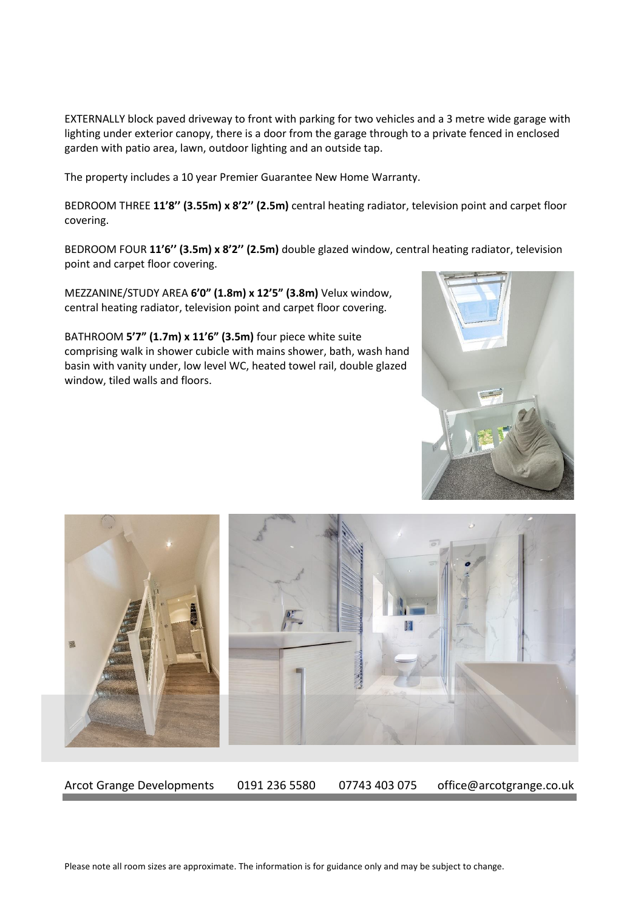EXTERNALLY block paved driveway to front with parking for two vehicles and a 3 metre wide garage with lighting under exterior canopy, there is a door from the garage through to a private fenced in enclosed garden with patio area, lawn, outdoor lighting and an outside tap.

The property includes a 10 year Premier Guarantee New Home Warranty.

BEDROOM THREE **11'8'' (3.55m) x 8'2'' (2.5m)** central heating radiator, television point and carpet floor covering.

BEDROOM FOUR **11'6'' (3.5m) x 8'2'' (2.5m)** double glazed window, central heating radiator, television point and carpet floor covering.

MEZZANINE/STUDY AREA **6'0" (1.8m) x 12'5" (3.8m)** Velux window, central heating radiator, television point and carpet floor covering.

BATHROOM **5'7" (1.7m) x 11'6" (3.5m)** four piece white suite comprising walk in shower cubicle with mains shower, bath, wash hand basin with vanity under, low level WC, heated towel rail, double glazed window, tiled walls and floors.

Arcot Grange Developments    0191 236 5580    07743 403 075    office@arcotgrange.co.uk

Please note all room sizes are approximate. The information is for guidance only and may be subject to change.